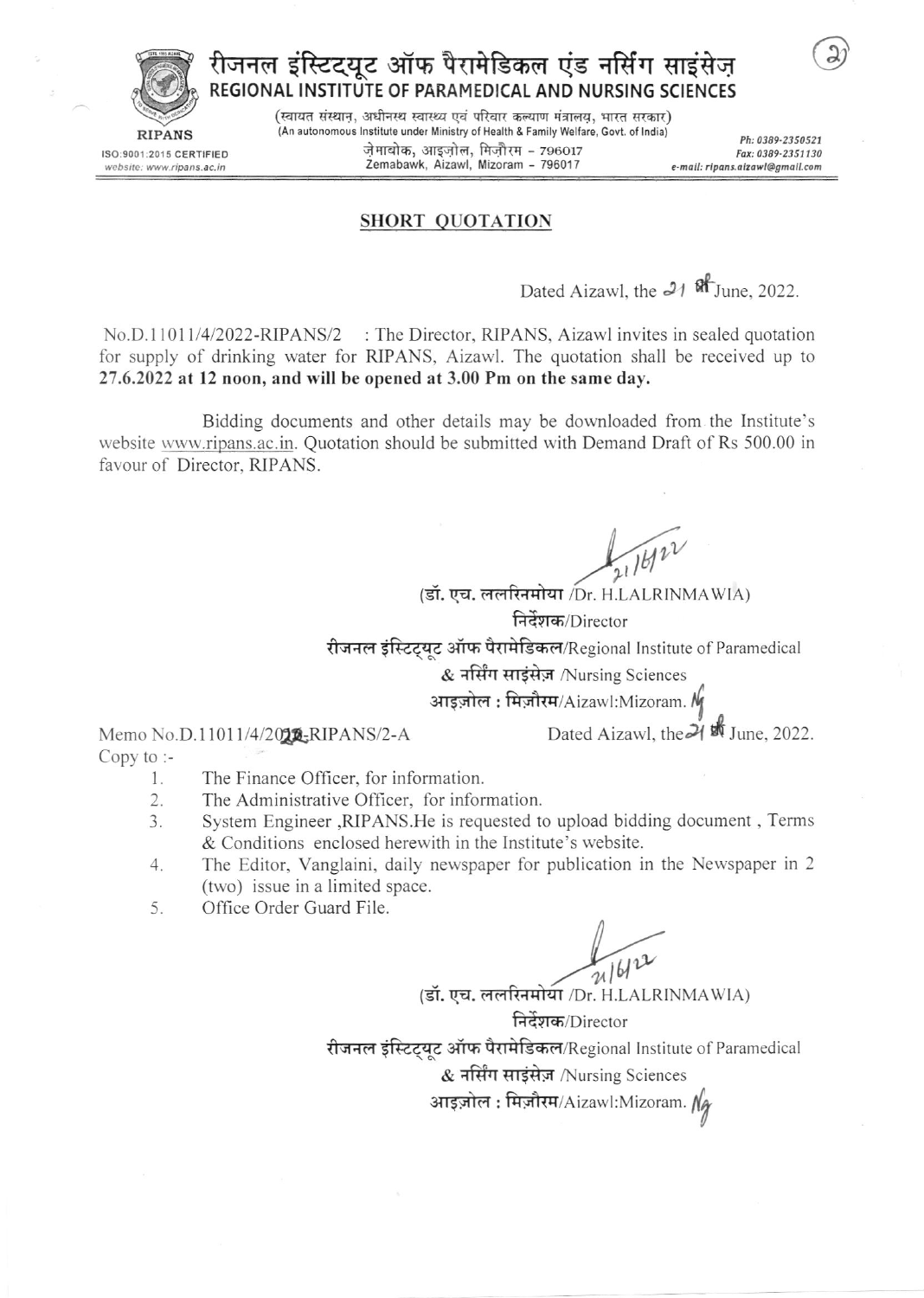# रीजनल इंस्टिट्यूट ऑफ पैरामेडिकल एंड नर्सिंग साइंसेज़

## REGIONAL INSTITUTE OF PARAMEDICAL AND NURSING SCIENCES

(स्वायत संस्थान, अधीनस्थ स्वास्थ्य एवं परिवार कल्याण मंत्रालय, भारत सरकार)
(An autonomous Institute under Ministry of Health & Family Welfare, Govt. of India)

RIPANS

ISO:9001:2015 CERTIFIED
website: www.ripans.ac.in

ज़ेमाबोक, आइज़ोल, मिज़ौरम - 796017
Zemabawk, Aizawl, Mizoram - 796017

Ph: 0389-2350521
Fax: 0389-2351130
e-mail: ripans.aizawl@gmail.com

### SHORT QUOTATION

Dated Aizawl, the 21 st June, 2022.

No.D.11011/4/2022-RIPANS/2 : The Director, RIPANS, Aizawl invites in sealed quotation for supply of drinking water for RIPANS, Aizawl. The quotation shall be received up to **27.6.2022 at 12 noon, and will be opened at 3.00 Pm on the same day.**

Bidding documents and other details may be downloaded from the Institute's website www.ripans.ac.in. Quotation should be submitted with Demand Draft of Rs 500.00 in favour of Director, RIPANS.

21/6/22

(डॉ. एच. ललरिनमोया /Dr. H.LALRINMAWIA)
निर्देशक/Director
रीजनल इंस्टिट्यूट ऑफ पैरामेडिकल/Regional Institute of Paramedical
& नर्सिंग साइंसेज़ /Nursing Sciences
आइज़ोल : मिज़ौरम/Aizawl:Mizoram.

Memo No.D.11011/4/2022-RIPANS/2-A Dated Aizawl, the 21 st June, 2022.

Copy to :-

1. The Finance Officer, for information.
2. The Administrative Officer, for information.
3. System Engineer ,RIPANS.He is requested to upload bidding document , Terms & Conditions enclosed herewith in the Institute's website.
4. The Editor, Vanglaini, daily newspaper for publication in the Newspaper in 2 (two) issue in a limited space.
5. Office Order Guard File.

21/6/22

(डॉ. एच. ललरिनमोया /Dr. H.LALRINMAWIA)
निर्देशक/Director
रीजनल इंस्टिट्यूट ऑफ पैरामेडिकल/Regional Institute of Paramedical
& नर्सिंग साइंसेज़ /Nursing Sciences
आइज़ोल : मिज़ौरम/Aizawl:Mizoram.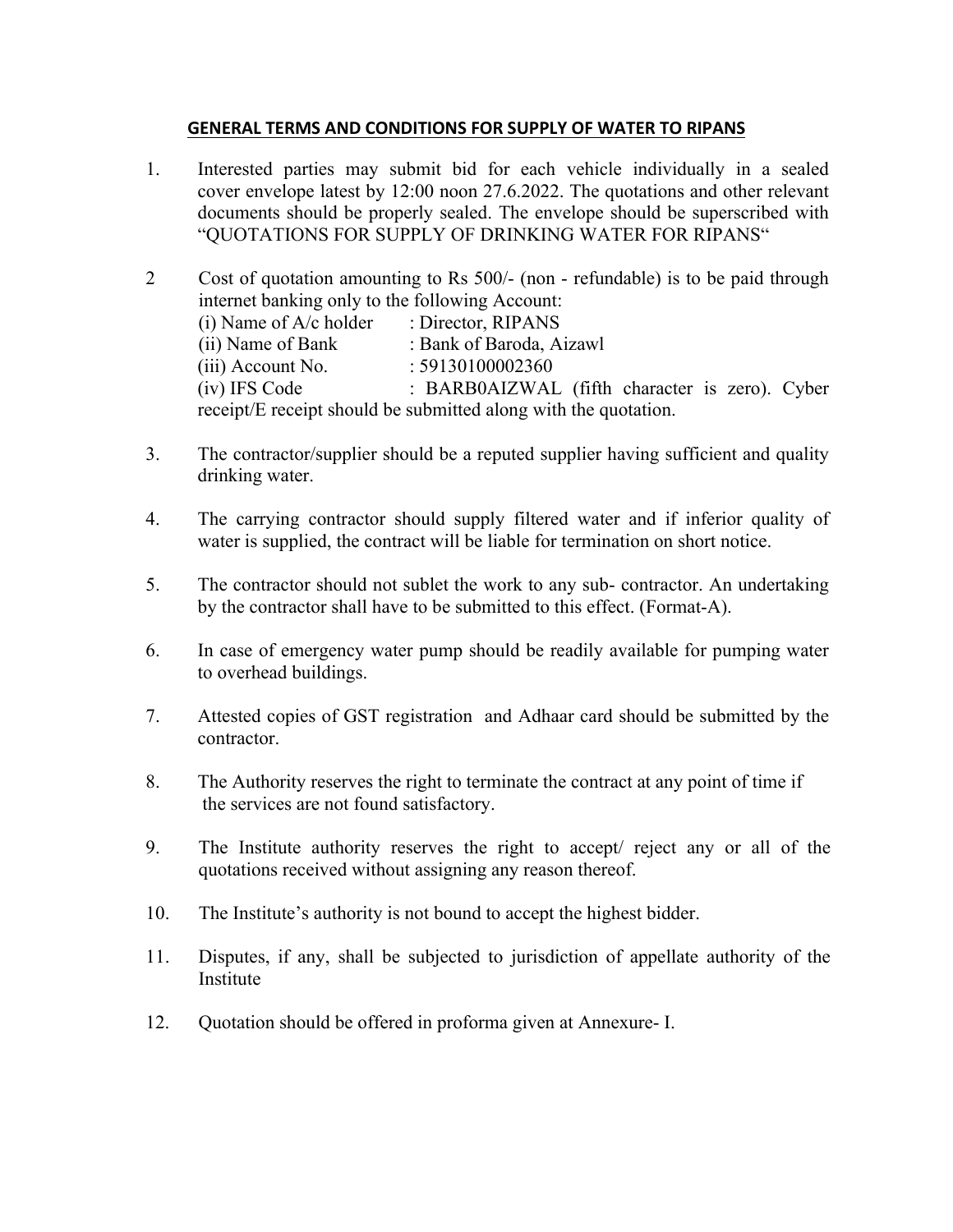## GENERAL TERMS AND CONDITIONS FOR SUPPLY OF WATER TO RIPANS

1. Interested parties may submit bid for each vehicle individually in a sealed cover envelope latest by 12:00 noon 27.6.2022. The quotations and other relevant documents should be properly sealed. The envelope should be superscribed with "QUOTATIONS FOR SUPPLY OF DRINKING WATER FOR RIPANS"

2. Cost of quotation amounting to Rs 500/- (non - refundable) is to be paid through internet banking only to the following Account:
   (i) Name of A/c holder : Director, RIPANS
   (ii) Name of Bank : Bank of Baroda, Aizawl
   (iii) Account No. : 59130100002360
   (iv) IFS Code : BARB0AIZWAL (fifth character is zero). Cyber receipt/E receipt should be submitted along with the quotation.

3. The contractor/supplier should be a reputed supplier having sufficient and quality drinking water.

4. The carrying contractor should supply filtered water and if inferior quality of water is supplied, the contract will be liable for termination on short notice.

5. The contractor should not sublet the work to any sub- contractor. An undertaking by the contractor shall have to be submitted to this effect. (Format-A).

6. In case of emergency water pump should be readily available for pumping water to overhead buildings.

7. Attested copies of GST registration and Adhaar card should be submitted by the contractor.

8. The Authority reserves the right to terminate the contract at any point of time if the services are not found satisfactory.

9. The Institute authority reserves the right to accept/ reject any or all of the quotations received without assigning any reason thereof.

10. The Institute's authority is not bound to accept the highest bidder.

11. Disputes, if any, shall be subjected to jurisdiction of appellate authority of the Institute

12. Quotation should be offered in proforma given at Annexure- I.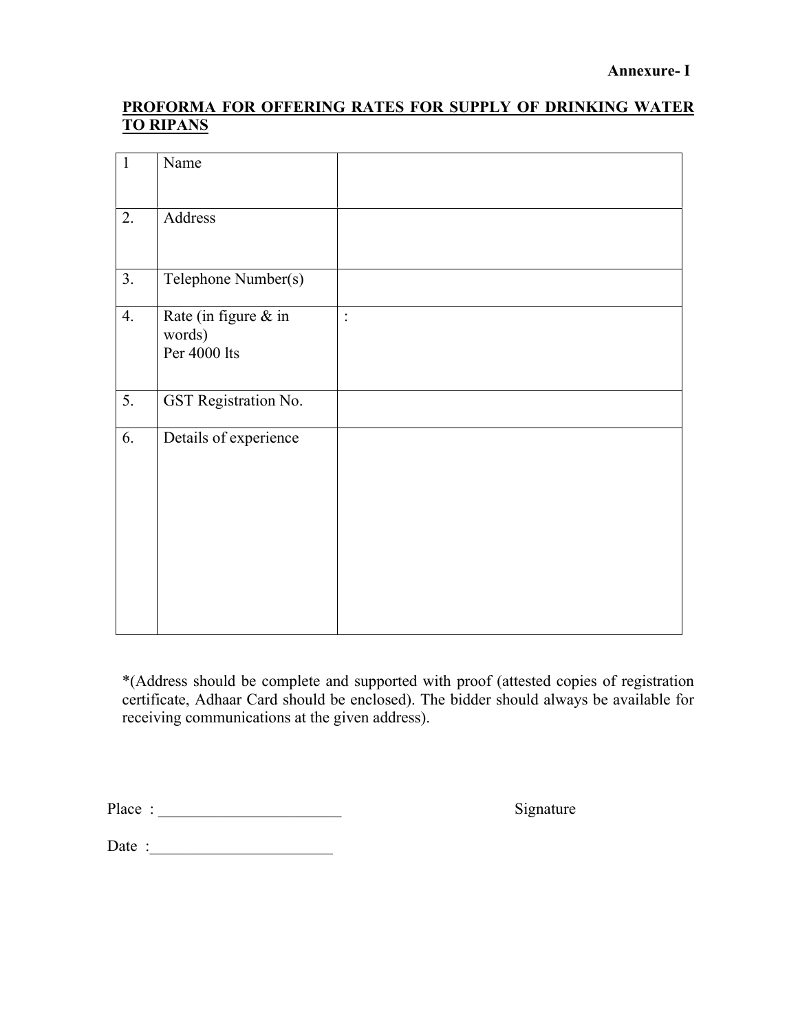**Annexure- I**

## PROFORMA FOR OFFERING RATES FOR SUPPLY OF DRINKING WATER TO RIPANS

| | | |
|---|---|---|
| 1 | Name | |
| 2. | Address | |
| 3. | Telephone Number(s) | |
| 4. | Rate (in figure & in words) Per 4000 lts | : |
| 5. | GST Registration No. | |
| 6. | Details of experience | |

*(Address should be complete and supported with proof (attested copies of registration certificate, Adhaar Card should be enclosed). The bidder should always be available for receiving communications at the given address).

Place : _______________________ Signature

Date :_______________________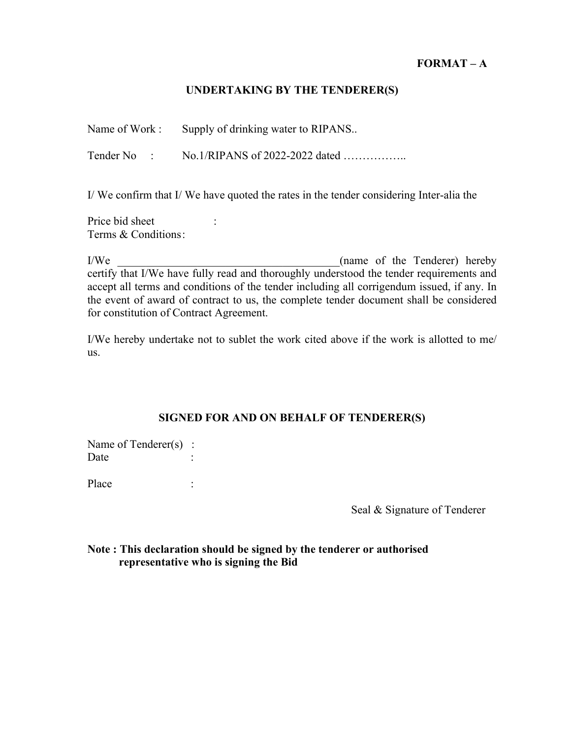**FORMAT – A**

## UNDERTAKING BY THE TENDERER(S)

Name of Work : Supply of drinking water to RIPANS..

Tender No : No.1/RIPANS of 2022-2022 dated ……………..

I/ We confirm that I/ We have quoted the rates in the tender considering Inter-alia the

Price bid sheet :
Terms & Conditions :

I/We ________________________________________(name of the Tenderer) hereby certify that I/We have fully read and thoroughly understood the tender requirements and accept all terms and conditions of the tender including all corrigendum issued, if any. In the event of award of contract to us, the complete tender document shall be considered for constitution of Contract Agreement.

I/We hereby undertake not to sublet the work cited above if the work is allotted to me/ us.

**SIGNED FOR AND ON BEHALF OF TENDERER(S)**

Name of Tenderer(s) :
Date :

Place :

Seal & Signature of Tenderer

**Note : This declaration should be signed by the tenderer or authorised representative who is signing the Bid**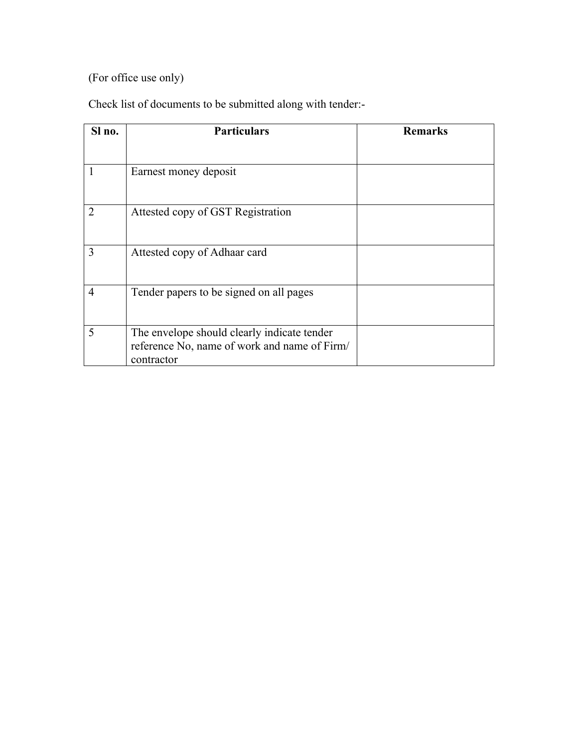(For office use only)

Check list of documents to be submitted along with tender:-

| Sl no. | Particulars | Remarks |
|---|---|---|
| 1 | Earnest money deposit | |
| 2 | Attested copy of GST Registration | |
| 3 | Attested copy of Adhaar card | |
| 4 | Tender papers to be signed on all pages | |
| 5 | The envelope should clearly indicate tender reference No, name of work and name of Firm/ contractor | |